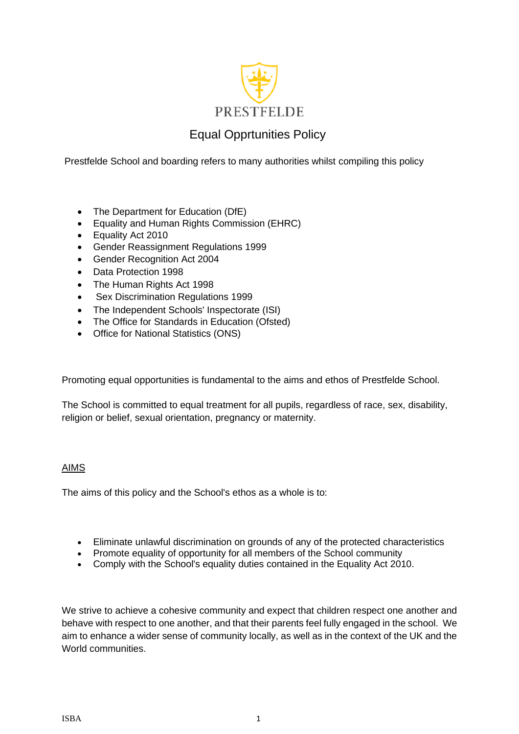PRESTFELDE

# Equal Opprtunities Policy

Prestfelde School and boarding refers to many authorities whilst compiling this policy

- The Department for Education (DfE)
- Equality and Human Rights Commission (EHRC)
- Equality Act 2010
- Gender Reassignment Regulations 1999
- Gender Recognition Act 2004
- Data Protection 1998
- The Human Rights Act 1998
- Sex Discrimination Regulations 1999
- The Independent Schools' Inspectorate (ISI)
- The Office for Standards in Education (Ofsted)
- Office for National Statistics (ONS)

Promoting equal opportunities is fundamental to the aims and ethos of Prestfelde School.

The School is committed to equal treatment for all pupils, regardless of race, sex, disability, religion or belief, sexual orientation, pregnancy or maternity.

## AIMS

The aims of this policy and the School's ethos as a whole is to:

- Eliminate unlawful discrimination on grounds of any of the protected characteristics
- Promote equality of opportunity for all members of the School community
- Comply with the School's equality duties contained in the Equality Act 2010.

We strive to achieve a cohesive community and expect that children respect one another and behave with respect to one another, and that their parents feel fully engaged in the school. We aim to enhance a wider sense of community locally, as well as in the context of the UK and the World communities.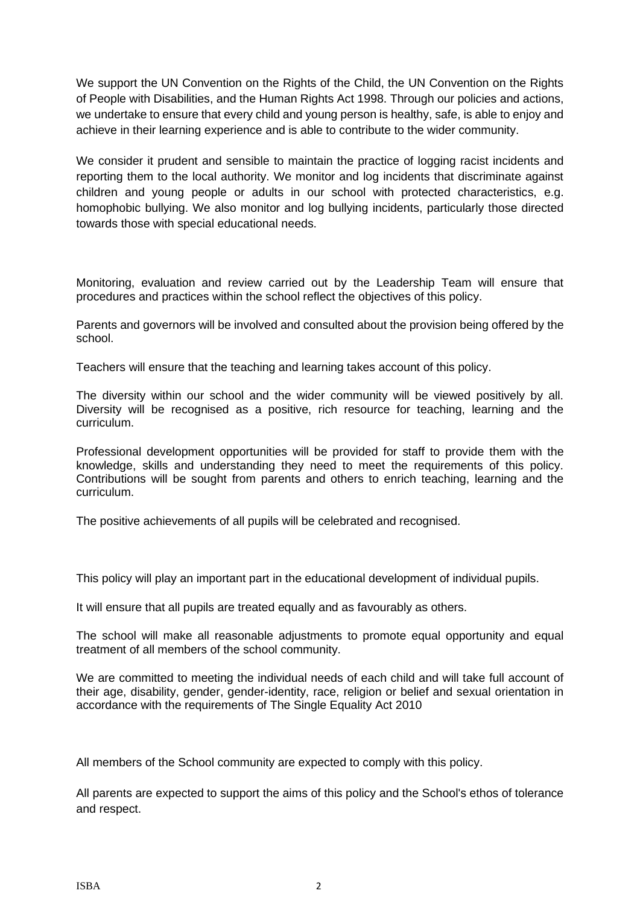We support the UN Convention on the Rights of the Child, the UN Convention on the Rights of People with Disabilities, and the Human Rights Act 1998. Through our policies and actions, we undertake to ensure that every child and young person is healthy, safe, is able to enjoy and achieve in their learning experience and is able to contribute to the wider community.

We consider it prudent and sensible to maintain the practice of logging racist incidents and reporting them to the local authority. We monitor and log incidents that discriminate against children and young people or adults in our school with protected characteristics, e.g. homophobic bullying. We also monitor and log bullying incidents, particularly those directed towards those with special educational needs.

Monitoring, evaluation and review carried out by the Leadership Team will ensure that procedures and practices within the school reflect the objectives of this policy.

Parents and governors will be involved and consulted about the provision being offered by the school.

Teachers will ensure that the teaching and learning takes account of this policy.

The diversity within our school and the wider community will be viewed positively by all. Diversity will be recognised as a positive, rich resource for teaching, learning and the curriculum.

Professional development opportunities will be provided for staff to provide them with the knowledge, skills and understanding they need to meet the requirements of this policy. Contributions will be sought from parents and others to enrich teaching, learning and the curriculum.

The positive achievements of all pupils will be celebrated and recognised.

This policy will play an important part in the educational development of individual pupils.

It will ensure that all pupils are treated equally and as favourably as others.

The school will make all reasonable adjustments to promote equal opportunity and equal treatment of all members of the school community.

We are committed to meeting the individual needs of each child and will take full account of their age, disability, gender, gender-identity, race, religion or belief and sexual orientation in accordance with the requirements of The Single Equality Act 2010

All members of the School community are expected to comply with this policy.

All parents are expected to support the aims of this policy and the School's ethos of tolerance and respect.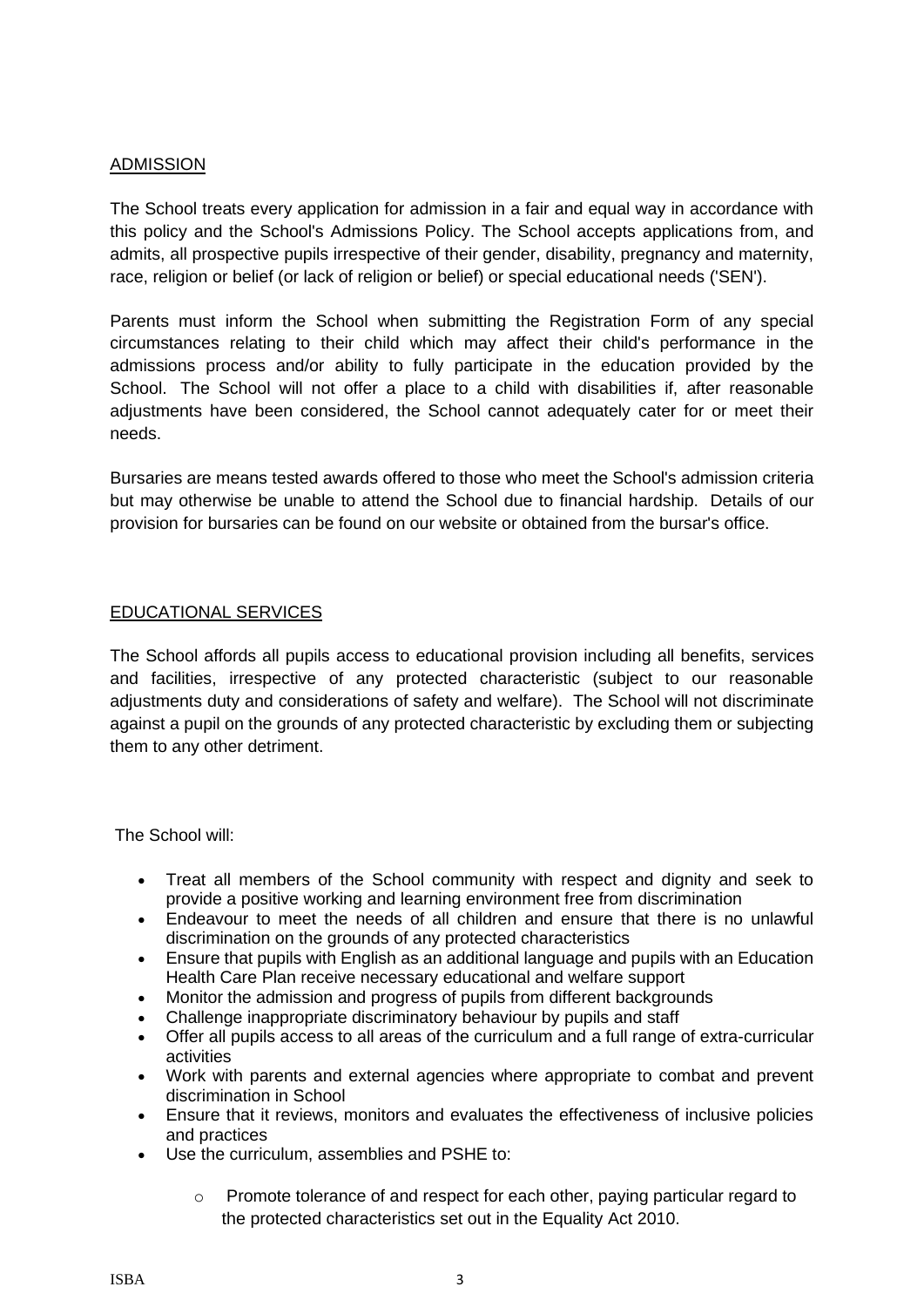## ADMISSION

The School treats every application for admission in a fair and equal way in accordance with this policy and the School's Admissions Policy. The School accepts applications from, and admits, all prospective pupils irrespective of their gender, disability, pregnancy and maternity, race, religion or belief (or lack of religion or belief) or special educational needs ('SEN').

Parents must inform the School when submitting the Registration Form of any special circumstances relating to their child which may affect their child's performance in the admissions process and/or ability to fully participate in the education provided by the School. The School will not offer a place to a child with disabilities if, after reasonable adjustments have been considered, the School cannot adequately cater for or meet their needs.

Bursaries are means tested awards offered to those who meet the School's admission criteria but may otherwise be unable to attend the School due to financial hardship. Details of our provision for bursaries can be found on our website or obtained from the bursar's office.

## EDUCATIONAL SERVICES

The School affords all pupils access to educational provision including all benefits, services and facilities, irrespective of any protected characteristic (subject to our reasonable adjustments duty and considerations of safety and welfare). The School will not discriminate against a pupil on the grounds of any protected characteristic by excluding them or subjecting them to any other detriment.

The School will:

- Treat all members of the School community with respect and dignity and seek to provide a positive working and learning environment free from discrimination
- Endeavour to meet the needs of all children and ensure that there is no unlawful discrimination on the grounds of any protected characteristics
- Ensure that pupils with English as an additional language and pupils with an Education Health Care Plan receive necessary educational and welfare support
- Monitor the admission and progress of pupils from different backgrounds
- Challenge inappropriate discriminatory behaviour by pupils and staff
- Offer all pupils access to all areas of the curriculum and a full range of extra-curricular activities
- Work with parents and external agencies where appropriate to combat and prevent discrimination in School
- Ensure that it reviews, monitors and evaluates the effectiveness of inclusive policies and practices
- Use the curriculum, assemblies and PSHE to:
    - Promote tolerance of and respect for each other, paying particular regard to the protected characteristics set out in the Equality Act 2010.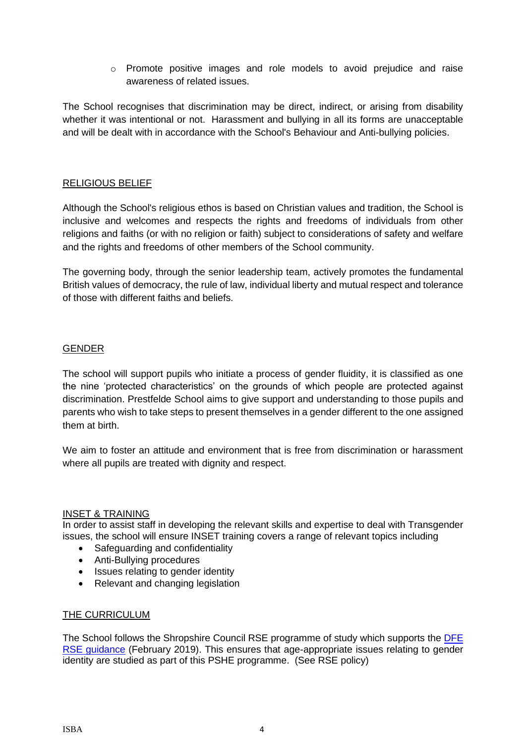- Promote positive images and role models to avoid prejudice and raise awareness of related issues.

The School recognises that discrimination may be direct, indirect, or arising from disability whether it was intentional or not. Harassment and bullying in all its forms are unacceptable and will be dealt with in accordance with the School's Behaviour and Anti-bullying policies.

## RELIGIOUS BELIEF

Although the School's religious ethos is based on Christian values and tradition, the School is inclusive and welcomes and respects the rights and freedoms of individuals from other religions and faiths (or with no religion or faith) subject to considerations of safety and welfare and the rights and freedoms of other members of the School community.

The governing body, through the senior leadership team, actively promotes the fundamental British values of democracy, the rule of law, individual liberty and mutual respect and tolerance of those with different faiths and beliefs.

## GENDER

The school will support pupils who initiate a process of gender fluidity, it is classified as one the nine 'protected characteristics' on the grounds of which people are protected against discrimination. Prestfelde School aims to give support and understanding to those pupils and parents who wish to take steps to present themselves in a gender different to the one assigned them at birth.

We aim to foster an attitude and environment that is free from discrimination or harassment where all pupils are treated with dignity and respect.

## INSET & TRAINING

In order to assist staff in developing the relevant skills and expertise to deal with Transgender issues, the school will ensure INSET training covers a range of relevant topics including

- Safeguarding and confidentiality
- Anti-Bullying procedures
- Issues relating to gender identity
- Relevant and changing legislation

## THE CURRICULUM

The School follows the Shropshire Council RSE programme of study which supports the [DFE RSE guidance](#) (February 2019). This ensures that age-appropriate issues relating to gender identity are studied as part of this PSHE programme. (See RSE policy)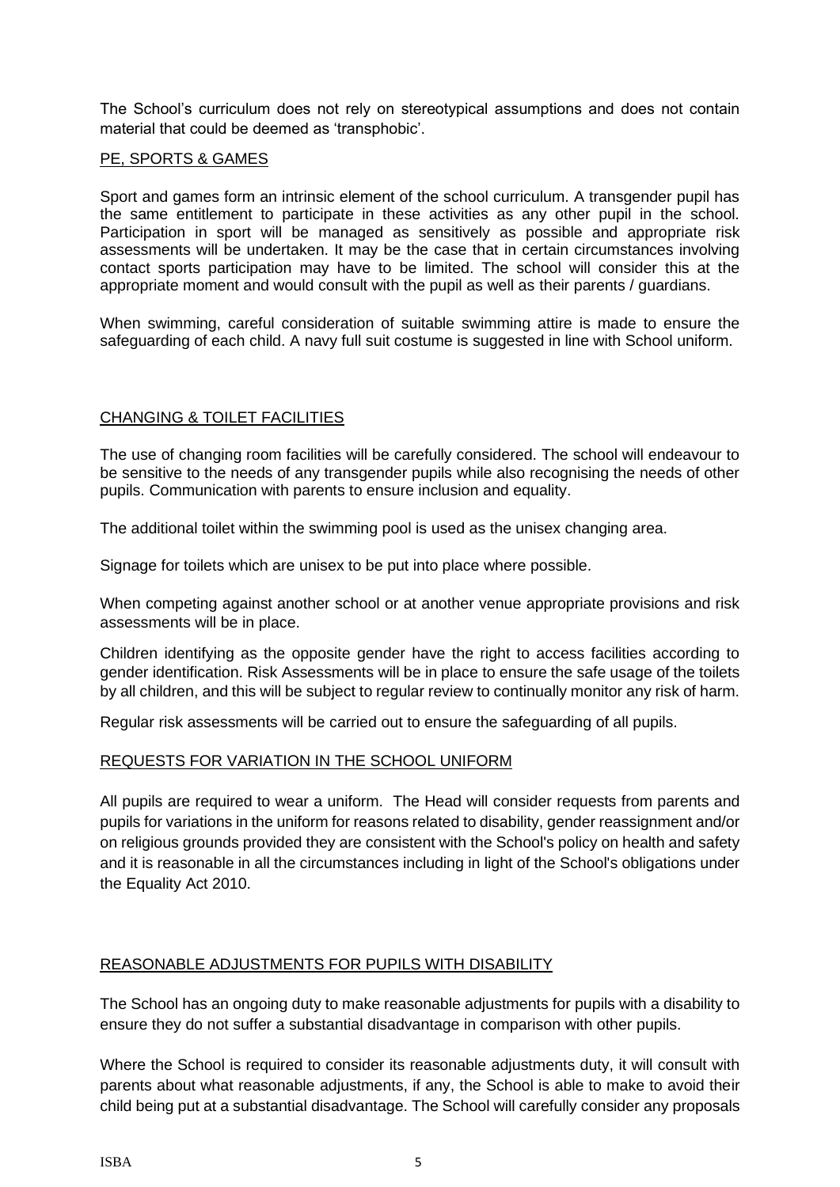The School's curriculum does not rely on stereotypical assumptions and does not contain material that could be deemed as 'transphobic'.

## PE, SPORTS & GAMES

Sport and games form an intrinsic element of the school curriculum. A transgender pupil has the same entitlement to participate in these activities as any other pupil in the school. Participation in sport will be managed as sensitively as possible and appropriate risk assessments will be undertaken. It may be the case that in certain circumstances involving contact sports participation may have to be limited. The school will consider this at the appropriate moment and would consult with the pupil as well as their parents / guardians.

When swimming, careful consideration of suitable swimming attire is made to ensure the safeguarding of each child. A navy full suit costume is suggested in line with School uniform.

## CHANGING & TOILET FACILITIES

The use of changing room facilities will be carefully considered. The school will endeavour to be sensitive to the needs of any transgender pupils while also recognising the needs of other pupils. Communication with parents to ensure inclusion and equality.

The additional toilet within the swimming pool is used as the unisex changing area.

Signage for toilets which are unisex to be put into place where possible.

When competing against another school or at another venue appropriate provisions and risk assessments will be in place.

Children identifying as the opposite gender have the right to access facilities according to gender identification. Risk Assessments will be in place to ensure the safe usage of the toilets by all children, and this will be subject to regular review to continually monitor any risk of harm.

Regular risk assessments will be carried out to ensure the safeguarding of all pupils.

## REQUESTS FOR VARIATION IN THE SCHOOL UNIFORM

All pupils are required to wear a uniform. The Head will consider requests from parents and pupils for variations in the uniform for reasons related to disability, gender reassignment and/or on religious grounds provided they are consistent with the School's policy on health and safety and it is reasonable in all the circumstances including in light of the School's obligations under the Equality Act 2010.

## REASONABLE ADJUSTMENTS FOR PUPILS WITH DISABILITY

The School has an ongoing duty to make reasonable adjustments for pupils with a disability to ensure they do not suffer a substantial disadvantage in comparison with other pupils.

Where the School is required to consider its reasonable adjustments duty, it will consult with parents about what reasonable adjustments, if any, the School is able to make to avoid their child being put at a substantial disadvantage. The School will carefully consider any proposals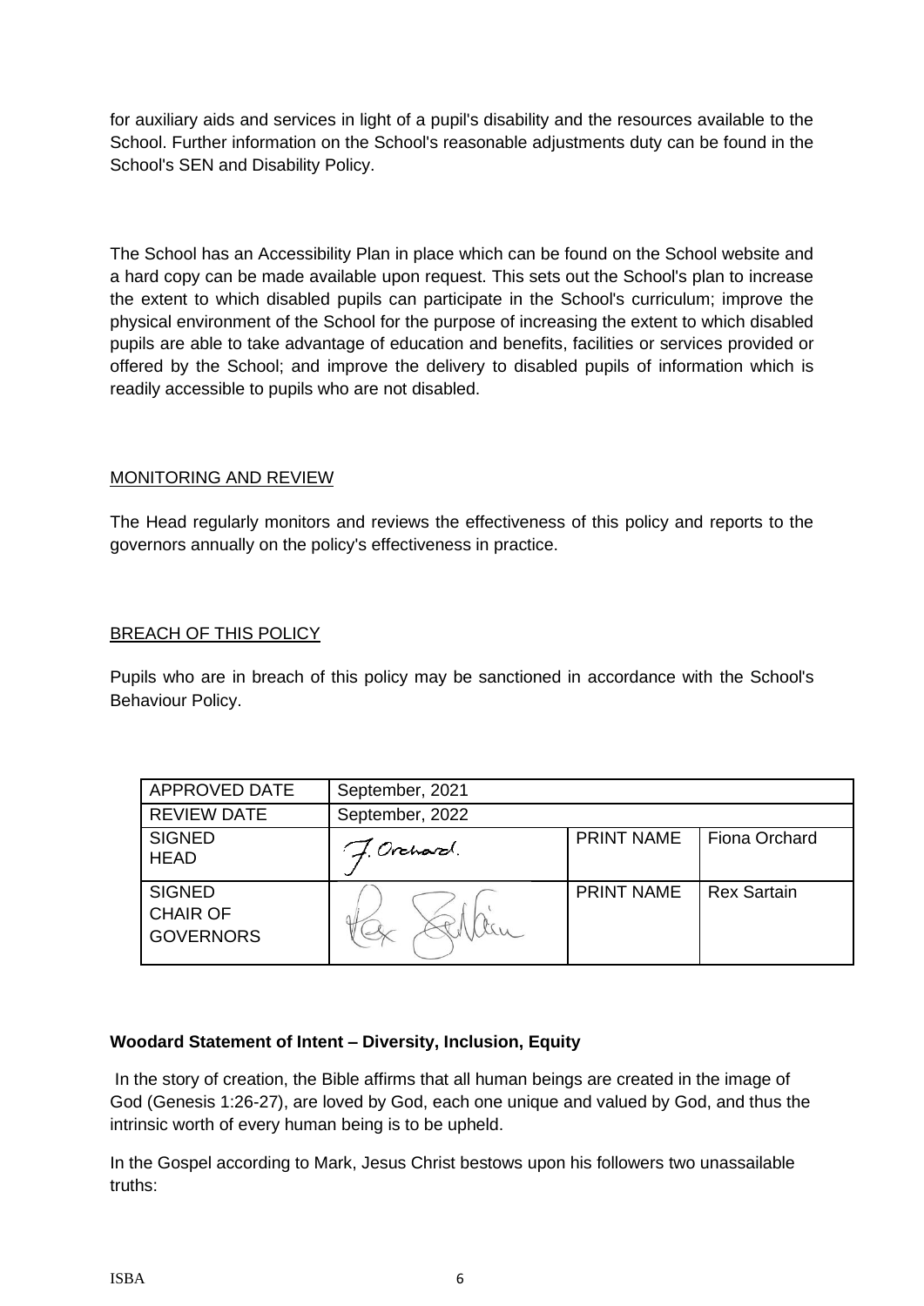for auxiliary aids and services in light of a pupil's disability and the resources available to the School. Further information on the School's reasonable adjustments duty can be found in the School's SEN and Disability Policy.

The School has an Accessibility Plan in place which can be found on the School website and a hard copy can be made available upon request. This sets out the School's plan to increase the extent to which disabled pupils can participate in the School's curriculum; improve the physical environment of the School for the purpose of increasing the extent to which disabled pupils are able to take advantage of education and benefits, facilities or services provided or offered by the School; and improve the delivery to disabled pupils of information which is readily accessible to pupils who are not disabled.

## MONITORING AND REVIEW

The Head regularly monitors and reviews the effectiveness of this policy and reports to the governors annually on the policy's effectiveness in practice.

## BREACH OF THIS POLICY

Pupils who are in breach of this policy may be sanctioned in accordance with the School's Behaviour Policy.

| APPROVED DATE | September, 2021 | | |
|---|---|---|---|
| REVIEW DATE | September, 2022 | | |
| SIGNED HEAD | F. Orchard. | PRINT NAME | Fiona Orchard |
| SIGNED CHAIR OF GOVERNORS | Rex Sartain | PRINT NAME | Rex Sartain |

**Woodard Statement of Intent – Diversity, Inclusion, Equity**

In the story of creation, the Bible affirms that all human beings are created in the image of God (Genesis 1:26-27), are loved by God, each one unique and valued by God, and thus the intrinsic worth of every human being is to be upheld.

In the Gospel according to Mark, Jesus Christ bestows upon his followers two unassailable truths: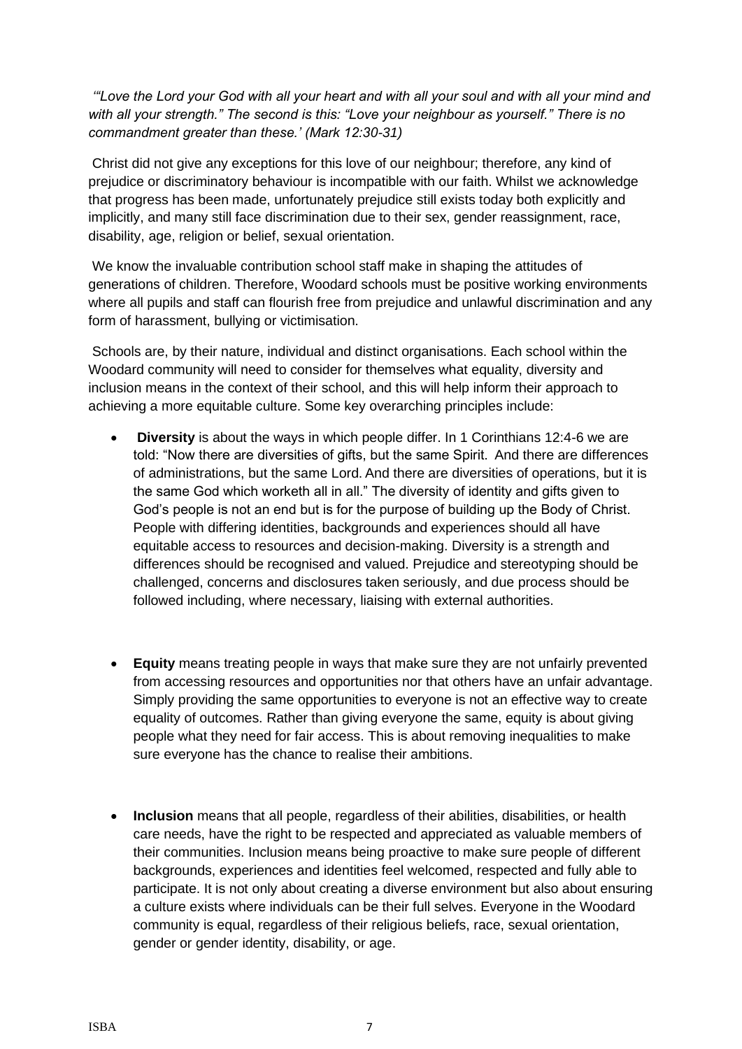*'"Love the Lord your God with all your heart and with all your soul and with all your mind and with all your strength." The second is this: "Love your neighbour as yourself." There is no commandment greater than these.' (Mark 12:30-31)*

Christ did not give any exceptions for this love of our neighbour; therefore, any kind of prejudice or discriminatory behaviour is incompatible with our faith. Whilst we acknowledge that progress has been made, unfortunately prejudice still exists today both explicitly and implicitly, and many still face discrimination due to their sex, gender reassignment, race, disability, age, religion or belief, sexual orientation.

We know the invaluable contribution school staff make in shaping the attitudes of generations of children. Therefore, Woodard schools must be positive working environments where all pupils and staff can flourish free from prejudice and unlawful discrimination and any form of harassment, bullying or victimisation.

Schools are, by their nature, individual and distinct organisations. Each school within the Woodard community will need to consider for themselves what equality, diversity and inclusion means in the context of their school, and this will help inform their approach to achieving a more equitable culture. Some key overarching principles include:

- **Diversity** is about the ways in which people differ. In 1 Corinthians 12:4-6 we are told: "Now there are diversities of gifts, but the same Spirit. And there are differences of administrations, but the same Lord. And there are diversities of operations, but it is the same God which worketh all in all." The diversity of identity and gifts given to God's people is not an end but is for the purpose of building up the Body of Christ. People with differing identities, backgrounds and experiences should all have equitable access to resources and decision-making. Diversity is a strength and differences should be recognised and valued. Prejudice and stereotyping should be challenged, concerns and disclosures taken seriously, and due process should be followed including, where necessary, liaising with external authorities.

- **Equity** means treating people in ways that make sure they are not unfairly prevented from accessing resources and opportunities nor that others have an unfair advantage. Simply providing the same opportunities to everyone is not an effective way to create equality of outcomes. Rather than giving everyone the same, equity is about giving people what they need for fair access. This is about removing inequalities to make sure everyone has the chance to realise their ambitions.

- **Inclusion** means that all people, regardless of their abilities, disabilities, or health care needs, have the right to be respected and appreciated as valuable members of their communities. Inclusion means being proactive to make sure people of different backgrounds, experiences and identities feel welcomed, respected and fully able to participate. It is not only about creating a diverse environment but also about ensuring a culture exists where individuals can be their full selves. Everyone in the Woodard community is equal, regardless of their religious beliefs, race, sexual orientation, gender or gender identity, disability, or age.